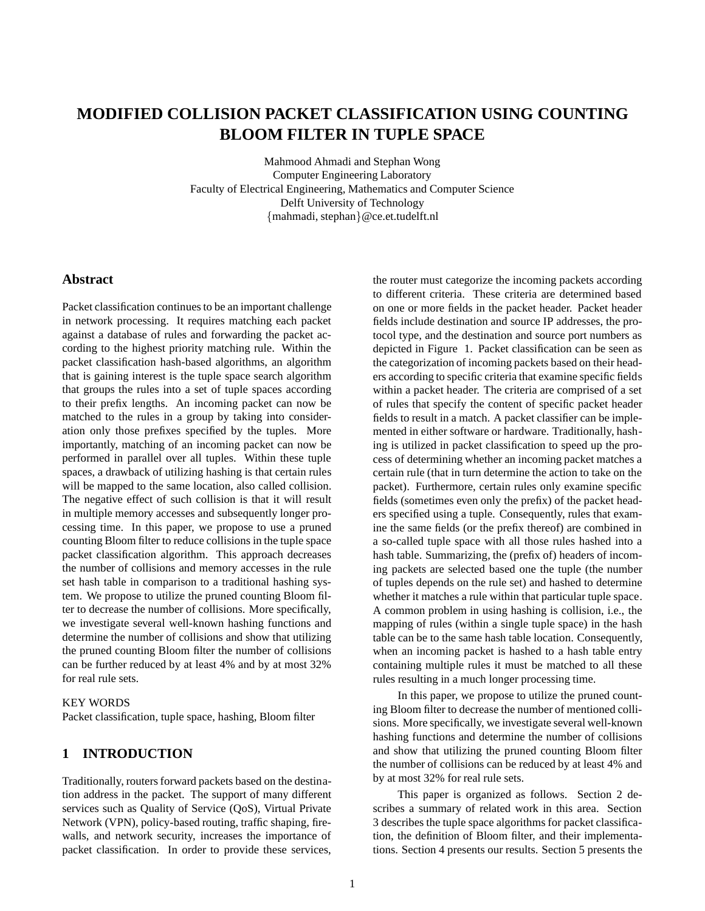# MODIFIED COLLISION PACKET CLASSIFICATION USING COUNTING BLOOM FILTER IN TUPLE SPACE

Mahmood Ahmadi and Stephan Wong
Computer Engineering Laboratory
Faculty of Electrical Engineering, Mathematics and Computer Science
Delft University of Technology
{mahmadi, stephan}@ce.et.tudelft.nl

## Abstract

Packet classification continues to be an important challenge in network processing. It requires matching each packet against a database of rules and forwarding the packet according to the highest priority matching rule. Within the packet classification hash-based algorithms, an algorithm that is gaining interest is the tuple space search algorithm that groups the rules into a set of tuple spaces according to their prefix lengths. An incoming packet can now be matched to the rules in a group by taking into consideration only those prefixes specified by the tuples. More importantly, matching of an incoming packet can now be performed in parallel over all tuples. Within these tuple spaces, a drawback of utilizing hashing is that certain rules will be mapped to the same location, also called collision. The negative effect of such collision is that it will result in multiple memory accesses and subsequently longer processing time. In this paper, we propose to use a pruned counting Bloom filter to reduce collisions in the tuple space packet classification algorithm. This approach decreases the number of collisions and memory accesses in the rule set hash table in comparison to a traditional hashing system. We propose to utilize the pruned counting Bloom filter to decrease the number of collisions. More specifically, we investigate several well-known hashing functions and determine the number of collisions and show that utilizing the pruned counting Bloom filter the number of collisions can be further reduced by at least 4% and by at most 32% for real rule sets.

KEY WORDS
Packet classification, tuple space, hashing, Bloom filter

## 1 INTRODUCTION

Traditionally, routers forward packets based on the destination address in the packet. The support of many different services such as Quality of Service (QoS), Virtual Private Network (VPN), policy-based routing, traffic shaping, firewalls, and network security, increases the importance of packet classification. In order to provide these services, the router must categorize the incoming packets according to different criteria. These criteria are determined based on one or more fields in the packet header. Packet header fields include destination and source IP addresses, the protocol type, and the destination and source port numbers as depicted in Figure 1. Packet classification can be seen as the categorization of incoming packets based on their headers according to specific criteria that examine specific fields within a packet header. The criteria are comprised of a set of rules that specify the content of specific packet header fields to result in a match. A packet classifier can be implemented in either software or hardware. Traditionally, hashing is utilized in packet classification to speed up the process of determining whether an incoming packet matches a certain rule (that in turn determine the action to take on the packet). Furthermore, certain rules only examine specific fields (sometimes even only the prefix) of the packet headers specified using a tuple. Consequently, rules that examine the same fields (or the prefix thereof) are combined in a so-called tuple space with all those rules hashed into a hash table. Summarizing, the (prefix of) headers of incoming packets are selected based one the tuple (the number of tuples depends on the rule set) and hashed to determine whether it matches a rule within that particular tuple space. A common problem in using hashing is collision, i.e., the mapping of rules (within a single tuple space) in the hash table can be to the same hash table location. Consequently, when an incoming packet is hashed to a hash table entry containing multiple rules it must be matched to all these rules resulting in a much longer processing time.

In this paper, we propose to utilize the pruned counting Bloom filter to decrease the number of mentioned collisions. More specifically, we investigate several well-known hashing functions and determine the number of collisions and show that utilizing the pruned counting Bloom filter the number of collisions can be reduced by at least 4% and by at most 32% for real rule sets.

This paper is organized as follows. Section 2 describes a summary of related work in this area. Section 3 describes the tuple space algorithms for packet classification, the definition of Bloom filter, and their implementations. Section 4 presents our results. Section 5 presents the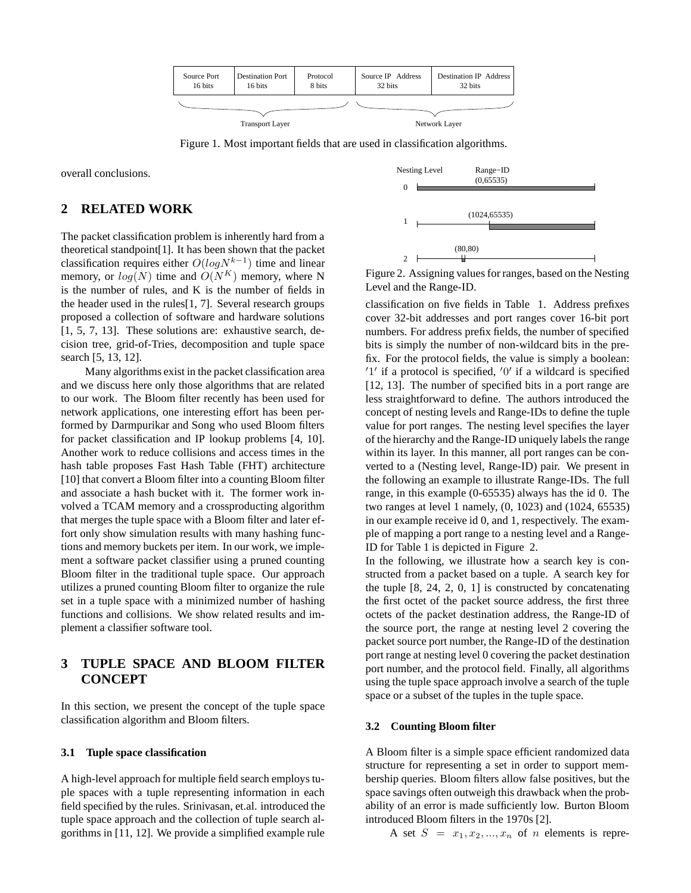| Source Port 16 bits | Destination Port 16 bits | Protocol 8 bits | Source IP Address 32 bits | Destination IP Address 32 bits |
|---|---|---|---|---|
| Transport Layer | | | Network Layer | |

Figure 1. Most important fields that are used in classification algorithms.

overall conclusions.

## 2 RELATED WORK

The packet classification problem is inherently hard from a theoretical standpoint[1]. It has been shown that the packet classification requires either $O(logN^{k-1})$ time and linear memory, or $log(N)$ time and $O(N^K)$ memory, where N is the number of rules, and K is the number of fields in the header used in the rules[1, 7]. Several research groups proposed a collection of software and hardware solutions [1, 5, 7, 13]. These solutions are: exhaustive search, decision tree, grid-of-Tries, decomposition and tuple space search [5, 13, 12].

Many algorithms exist in the packet classification area and we discuss here only those algorithms that are related to our work. The Bloom filter recently has been used for network applications, one interesting effort has been performed by Darmpurikar and Song who used Bloom filters for packet classification and IP lookup problems [4, 10]. Another work to reduce collisions and access times in the hash table proposes Fast Hash Table (FHT) architecture [10] that convert a Bloom filter into a counting Bloom filter and associate a hash bucket with it. The former work involved a TCAM memory and a crossproducting algorithm that merges the tuple space with a Bloom filter and later effort only show simulation results with many hashing functions and memory buckets per item. In our work, we implement a software packet classifier using a pruned counting Bloom filter in the traditional tuple space. Our approach utilizes a pruned counting Bloom filter to organize the rule set in a tuple space with a minimized number of hashing functions and collisions. We show related results and implement a classifier software tool.

## 3 TUPLE SPACE AND BLOOM FILTER CONCEPT

In this section, we present the concept of the tuple space classification algorithm and Bloom filters.

### 3.1 Tuple space classification

A high-level approach for multiple field search employs tuple spaces with a tuple representing information in each field specified by the rules. Srinivasan, et.al. introduced the tuple space approach and the collection of tuple search algorithms in [11, 12]. We provide a simplified example rule classification on five fields in Table 1. Address prefixes cover 32-bit addresses and port ranges cover 16-bit port numbers. For address prefix fields, the number of specified bits is simply the number of non-wildcard bits in the prefix. For the protocol fields, the value is simply a boolean: $'1'$ if a protocol is specified, $'0'$ if a wildcard is specified [12, 13]. The number of specified bits in a port range are less straightforward to define. The authors introduced the concept of nesting levels and Range-IDs to define the tuple value for port ranges. The nesting level specifies the layer of the hierarchy and the Range-ID uniquely labels the range within its layer. In this manner, all port ranges can be converted to a (Nesting level, Range-ID) pair. We present in the following an example to illustrate Range-IDs. The full range, in this example (0-65535) always has the id 0. The two ranges at level 1 namely, (0, 1023) and (1024, 65535) in our example receive id 0, and 1, respectively. The example of mapping a port range to a nesting level and a Range-ID for Table 1 is depicted in Figure 2.

| Nesting Level | Range-ID |
|---|---|
| 0 | (0,65535) |
| 1 | (1024,65535) |
| 2 | (80,80) |

Figure 2. Assigning values for ranges, based on the Nesting Level and the Range-ID.

In the following, we illustrate how a search key is constructed from a packet based on a tuple. A search key for the tuple [8, 24, 2, 0, 1] is constructed by concatenating the first octet of the packet source address, the first three octets of the packet destination address, the Range-ID of the source port, the range at nesting level 2 covering the packet source port number, the Range-ID of the destination port range at nesting level 0 covering the packet destination port number, and the protocol field. Finally, all algorithms using the tuple space approach involve a search of the tuple space or a subset of the tuples in the tuple space.

### 3.2 Counting Bloom filter

A Bloom filter is a simple space efficient randomized data structure for representing a set in order to support membership queries. Bloom filters allow false positives, but the space savings often outweigh this drawback when the probability of an error is made sufficiently low. Burton Bloom introduced Bloom filters in the 1970s [2].

A set $S = x_1, x_2, ..., x_n$ of $n$ elements is repre-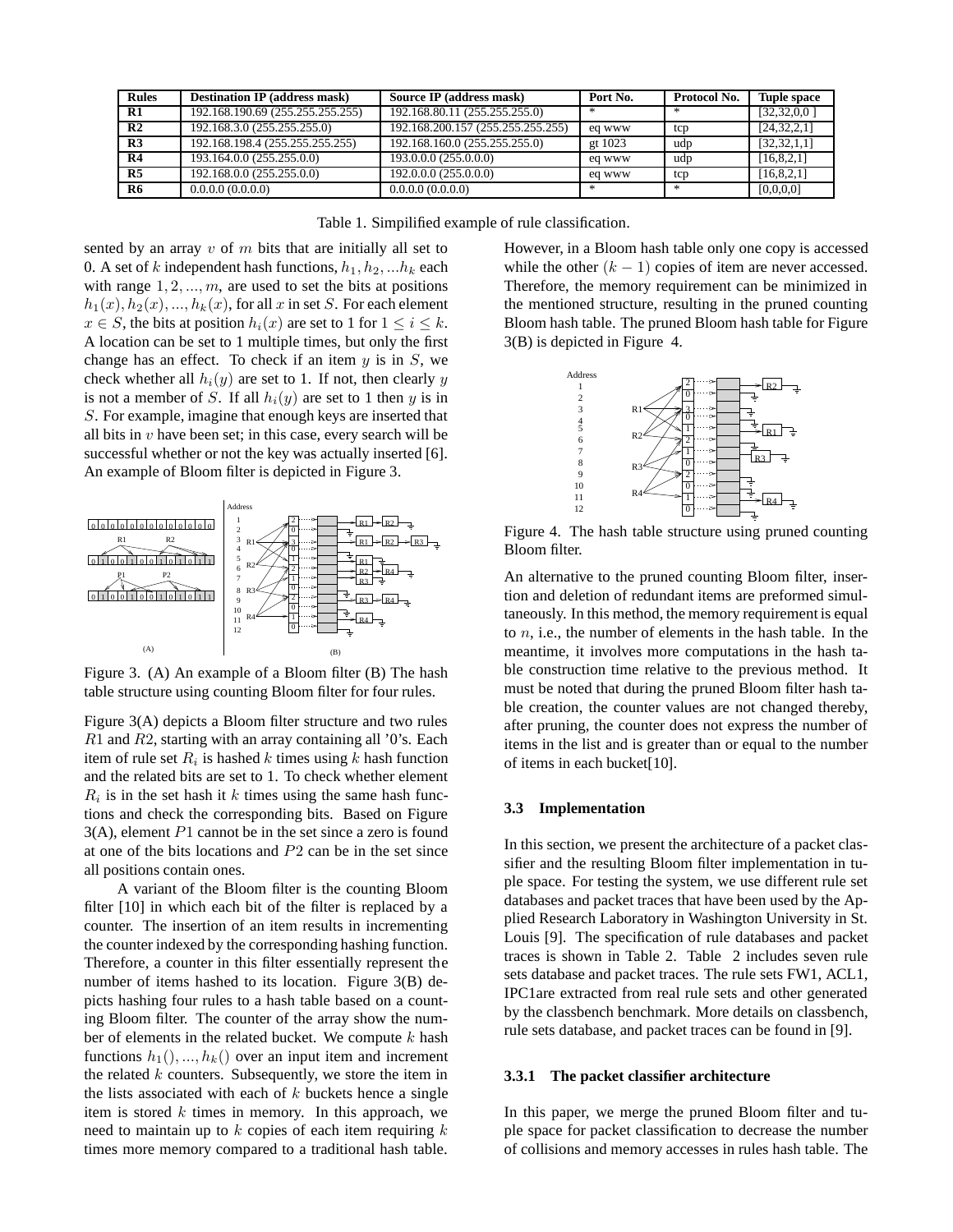| Rules | Destination IP (address mask) | Source IP (address mask) | Port No. | Protocol No. | Tuple space |
|---|---|---|---|---|---|
| R1 | 192.168.190.69 (255.255.255.255) | 192.168.80.11 (255.255.255.0) | * | * | [32,32,0,0 ] |
| R2 | 192.168.3.0 (255.255.255.0) | 192.168.200.157 (255.255.255.255) | eq www | tcp | [24,32,2,1] |
| R3 | 192.168.198.4 (255.255.255.255) | 192.168.160.0 (255.255.255.0) | gt 1023 | udp | [32,32,1,1] |
| R4 | 193.164.0.0 (255.255.0.0) | 193.0.0.0 (255.0.0.0) | eq www | udp | [16,8,2,1] |
| R5 | 192.168.0.0 (255.255.0.0) | 192.0.0.0 (255.0.0.0) | eq www | tcp | [16,8,2,1] |
| R6 | 0.0.0.0 (0.0.0.0) | 0.0.0.0 (0.0.0.0) | * | * | [0,0,0,0] |

Table 1. Simpilified example of rule classification.

sented by an array $v$ of $m$ bits that are initially all set to 0. A set of $k$ independent hash functions, $h_1, h_2, ...h_k$ each with range $1, 2, ..., m$, are used to set the bits at positions $h_1(x), h_2(x), ..., h_k(x)$, for all $x$ in set $S$. For each element $x \in S$, the bits at position $h_i(x)$ are set to 1 for $1 \leq i \leq k$. A location can be set to 1 multiple times, but only the first change has an effect. To check if an item $y$ is in $S$, we check whether all $h_i(y)$ are set to 1. If not, then clearly $y$ is not a member of $S$. If all $h_i(y)$ are set to 1 then $y$ is in $S$. For example, imagine that enough keys are inserted that all bits in $v$ have been set; in this case, every search will be successful whether or not the key was actually inserted [6]. An example of Bloom filter is depicted in Figure 3.

Figure 3. (A) An example of a Bloom filter (B) The hash table structure using counting Bloom filter for four rules.

Figure 3(A) depicts a Bloom filter structure and two rules $R1$ and $R2$, starting with an array containing all '0's. Each item of rule set $R_i$ is hashed $k$ times using $k$ hash function and the related bits are set to 1. To check whether element $R_i$ is in the set hash it $k$ times using the same hash functions and check the corresponding bits. Based on Figure 3(A), element $P1$ cannot be in the set since a zero is found at one of the bits locations and $P2$ can be in the set since all positions contain ones.

A variant of the Bloom filter is the counting Bloom filter [10] in which each bit of the filter is replaced by a counter. The insertion of an item results in incrementing the counter indexed by the corresponding hashing function. Therefore, a counter in this filter essentially represent the number of items hashed to its location. Figure 3(B) depicts hashing four rules to a hash table based on a counting Bloom filter. The counter of the array show the number of elements in the related bucket. We compute $k$ hash functions $h_1(), ..., h_k()$ over an input item and increment the related $k$ counters. Subsequently, we store the item in the lists associated with each of $k$ buckets hence a single item is stored $k$ times in memory. In this approach, we need to maintain up to $k$ copies of each item requiring $k$ times more memory compared to a traditional hash table. However, in a Bloom hash table only one copy is accessed while the other $(k-1)$ copies of item are never accessed. Therefore, the memory requirement can be minimized in the mentioned structure, resulting in the pruned counting Bloom hash table. The pruned Bloom hash table for Figure 3(B) is depicted in Figure 4.

Figure 4. The hash table structure using pruned counting Bloom filter.

An alternative to the pruned counting Bloom filter, insertion and deletion of redundant items are preformed simultaneously. In this method, the memory requirement is equal to $n$, i.e., the number of elements in the hash table. In the meantime, it involves more computations in the hash table construction time relative to the previous method. It must be noted that during the pruned Bloom filter hash table creation, the counter values are not changed thereby, after pruning, the counter does not express the number of items in the list and is greater than or equal to the number of items in each bucket[10].

### 3.3 Implementation

In this section, we present the architecture of a packet classifier and the resulting Bloom filter implementation in tuple space. For testing the system, we use different rule set databases and packet traces that have been used by the Applied Research Laboratory in Washington University in St. Louis [9]. The specification of rule databases and packet traces is shown in Table 2. Table 2 includes seven rule sets database and packet traces. The rule sets FW1, ACL1, IPC1are extracted from real rule sets and other generated by the classbench benchmark. More details on classbench, rule sets database, and packet traces can be found in [9].

#### 3.3.1 The packet classifier architecture

In this paper, we merge the pruned Bloom filter and tuple space for packet classification to decrease the number of collisions and memory accesses in rules hash table. The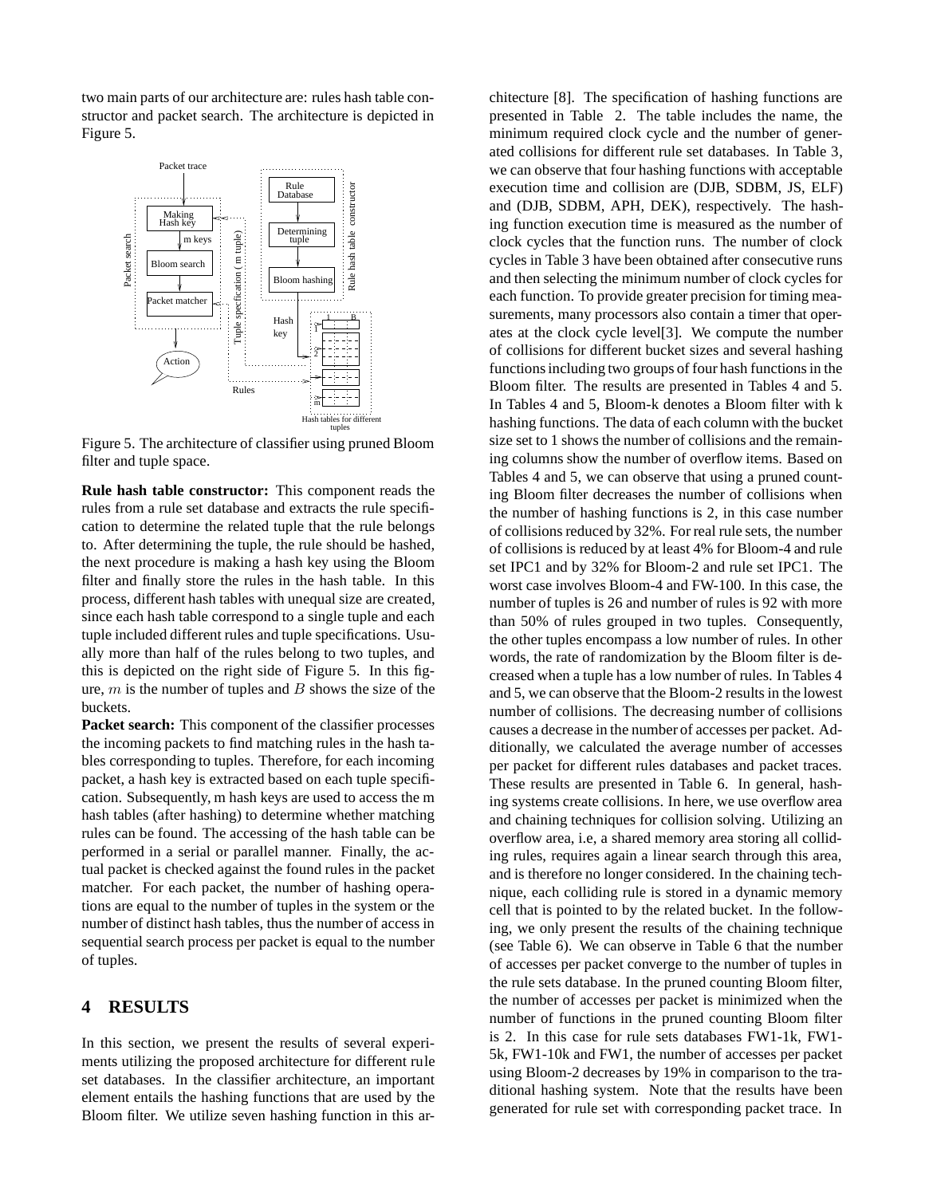two main parts of our architecture are: rules hash table constructor and packet search. The architecture is depicted in Figure 5.

Figure 5. The architecture of classifier using pruned Bloom filter and tuple space.

**Rule hash table constructor:** This component reads the rules from a rule set database and extracts the rule specification to determine the related tuple that the rule belongs to. After determining the tuple, the rule should be hashed, the next procedure is making a hash key using the Bloom filter and finally store the rules in the hash table. In this process, different hash tables with unequal size are created, since each hash table correspond to a single tuple and each tuple included different rules and tuple specifications. Usually more than half of the rules belong to two tuples, and this is depicted on the right side of Figure 5. In this figure, $m$ is the number of tuples and $B$ shows the size of the buckets.

**Packet search:** This component of the classifier processes the incoming packets to find matching rules in the hash tables corresponding to tuples. Therefore, for each incoming packet, a hash key is extracted based on each tuple specification. Subsequently, m hash keys are used to access the m hash tables (after hashing) to determine whether matching rules can be found. The accessing of the hash table can be performed in a serial or parallel manner. Finally, the actual packet is checked against the found rules in the packet matcher. For each packet, the number of hashing operations are equal to the number of tuples in the system or the number of distinct hash tables, thus the number of access in sequential search process per packet is equal to the number of tuples.

# 4 RESULTS

In this section, we present the results of several experiments utilizing the proposed architecture for different rule set databases. In the classifier architecture, an important element entails the hashing functions that are used by the Bloom filter. We utilize seven hashing function in this architecture [8]. The specification of hashing functions are presented in Table 2. The table includes the name, the minimum required clock cycle and the number of generated collisions for different rule set databases. In Table 3, we can observe that four hashing functions with acceptable execution time and collision are (DJB, SDBM, JS, ELF) and (DJB, SDBM, APH, DEK), respectively. The hashing function execution time is measured as the number of clock cycles that the function runs. The number of clock cycles in Table 3 have been obtained after consecutive runs and then selecting the minimum number of clock cycles for each function. To provide greater precision for timing measurements, many processors also contain a timer that operates at the clock cycle level[3]. We compute the number of collisions for different bucket sizes and several hashing functions including two groups of four hash functions in the Bloom filter. The results are presented in Tables 4 and 5. In Tables 4 and 5, Bloom-k denotes a Bloom filter with k hashing functions. The data of each column with the bucket size set to 1 shows the number of collisions and the remaining columns show the number of overflow items. Based on Tables 4 and 5, we can observe that using a pruned counting Bloom filter decreases the number of collisions when the number of hashing functions is 2, in this case number of collisions reduced by 32%. For real rule sets, the number of collisions is reduced by at least 4% for Bloom-4 and rule set IPC1 and by 32% for Bloom-2 and rule set IPC1. The worst case involves Bloom-4 and FW-100. In this case, the number of tuples is 26 and number of rules is 92 with more than 50% of rules grouped in two tuples. Consequently, the other tuples encompass a low number of rules. In other words, the rate of randomization by the Bloom filter is decreased when a tuple has a low number of rules. In Tables 4 and 5, we can observe that the Bloom-2 results in the lowest number of collisions. The decreasing number of collisions causes a decrease in the number of accesses per packet. Additionally, we calculated the average number of accesses per packet for different rules databases and packet traces. These results are presented in Table 6. In general, hashing systems create collisions. In here, we use overflow area and chaining techniques for collision solving. Utilizing an overflow area, i.e, a shared memory area storing all colliding rules, requires again a linear search through this area, and is therefore no longer considered. In the chaining technique, each colliding rule is stored in a dynamic memory cell that is pointed to by the related bucket. In the following, we only present the results of the chaining technique (see Table 6). We can observe in Table 6 that the number of accesses per packet converge to the number of tuples in the rule sets database. In the pruned counting Bloom filter, the number of accesses per packet is minimized when the number of functions in the pruned counting Bloom filter is 2. In this case for rule sets databases FW1-1k, FW1-5k, FW1-10k and FW1, the number of accesses per packet using Bloom-2 decreases by 19% in comparison to the traditional hashing system. Note that the results have been generated for rule set with corresponding packet trace. In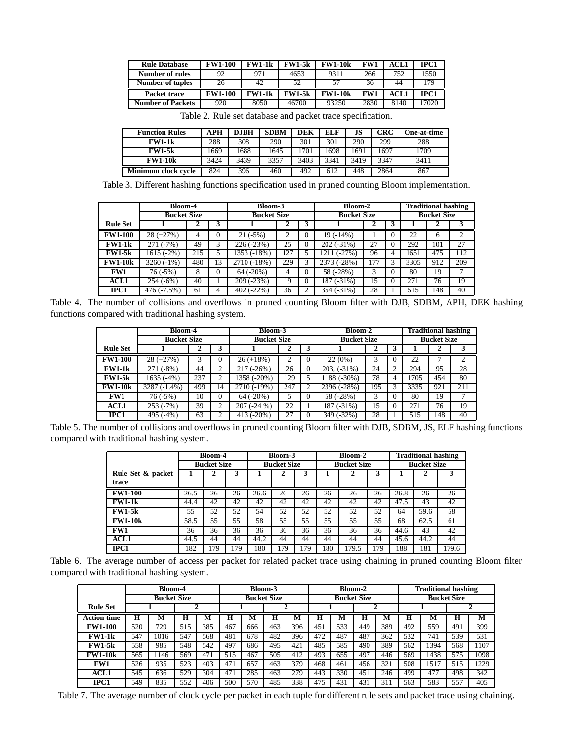| Rule Database | FW1-100 | FW1-1k | FW1-5k | FW1-10k | FW1 | ACL1 | IPC1 |
|---|---|---|---|---|---|---|---|
| Number of rules | 92 | 971 | 4653 | 9311 | 266 | 752 | 1550 |
| Number of tuples | 26 | 42 | 52 | 57 | 36 | 44 | 179 |
| **Packet trace** | **FW1-100** | **FW1-1k** | **FW1-5k** | **FW1-10k** | **FW1** | **ACL1** | **IPC1** |
| Number of Packets | 920 | 8050 | 46700 | 93250 | 2830 | 8140 | 17020 |

Table 2. Rule set database and packet trace specification.

| Function Rules | APH | DJBH | SDBM | DEK | ELF | JS | CRC | One-at-time |
|---|---|---|---|---|---|---|---|---|
| FW1-1k | 288 | 308 | 290 | 301 | 301 | 290 | 299 | 288 |
| FW1-5k | 1669 | 1688 | 1645 | 1701 | 1698 | 1691 | 1697 | 1709 |
| FW1-10k | 3424 | 3439 | 3357 | 3403 | 3341 | 3419 | 3347 | 3411 |
| Minimum clock cycle | 824 | 396 | 460 | 492 | 612 | 448 | 2864 | 867 |

Table 3. Different hashing functions specification used in pruned counting Bloom implementation.

| | Bloom-4 | | | Bloom-3 | | | Bloom-2 | | | Traditional hashing | | |
|---|---|---|---|---|---|---|---|---|---|---|---|---|
| | Bucket Size | | | Bucket Size | | | Bucket Size | | | Bucket Size | | |
| Rule Set | 1 | 2 | 3 | 1 | 2 | 3 | 1 | 2 | 3 | 1 | 2 | 3 |
| FW1-100 | 28 (+27%) | 4 | 0 | 21 (-5%) | 2 | 0 | 19 (-14%) | 1 | 0 | 22 | 6 | 2 |
| FW1-1k | 271 (-7%) | 49 | 3 | 226 (-23%) | 25 | 0 | 202 (-31%) | 27 | 0 | 292 | 101 | 27 |
| FW1-5k | 1615 (-2%) | 215 | 5 | 1353 (-18%) | 127 | 5 | 1211 (-27%) | 96 | 4 | 1651 | 475 | 112 |
| FW1-10k | 3260 (-1%) | 480 | 13 | 2710 (-18%) | 229 | 3 | 2373 (-28%) | 177 | 3 | 3305 | 912 | 209 |
| FW1 | 76 (-5%) | 8 | 0 | 64 (-20%) | 4 | 0 | 58 (-28%) | 3 | 0 | 80 | 19 | 7 |
| ACL1 | 254 (-6%) | 40 | 1 | 209 (-23%) | 19 | 0 | 187 (-31%) | 15 | 0 | 271 | 76 | 19 |
| IPC1 | 476 (-7.5%) | 61 | 4 | 402 (-22%) | 36 | 2 | 354 (-31%) | 28 | 1 | 515 | 148 | 40 |

Table 4. The number of collisions and overflows in pruned counting Bloom filter with DJB, SDBM, APH, DEK hashing functions compared with traditional hashing system.

| | Bloom-4 | | | Bloom-3 | | | Bloom-2 | | | Traditional hashing | | |
|---|---|---|---|---|---|---|---|---|---|---|---|---|
| | Bucket Size | | | Bucket Size | | | Bucket Size | | | Bucket Size | | |
| Rule Set | 1 | 2 | 3 | 1 | 2 | 3 | 1 | 2 | 3 | 1 | 2 | 3 |
| FW1-100 | 28 (+27%) | 3 | 0 | 26 (+18%) | 2 | 0 | 22 (0%) | 3 | 0 | 22 | 7 | 2 |
| FW1-1k | 271 (-8%) | 44 | 2 | 217 (-26%) | 26 | 0 | 203, (-31%) | 24 | 2 | 294 | 95 | 28 |
| FW1-5k | 1635 (-4%) | 237 | 2 | 1358 (-20%) | 129 | 5 | 1188 (-30%) | 78 | 4 | 1705 | 454 | 80 |
| FW1-10k | 3287 (-1.4%) | 499 | 14 | 2710 (-19%) | 247 | 2 | 2396 (-28%) | 195 | 3 | 3335 | 921 | 211 |
| FW1 | 76 (-5%) | 10 | 0 | 64 (-20%) | 5 | 0 | 58 (-28%) | 3 | 0 | 80 | 19 | 7 |
| ACL1 | 253 (-7%) | 39 | 2 | 207 (-24 %) | 22 | 1 | 187 (-31%) | 15 | 0 | 271 | 76 | 19 |
| IPC1 | 495 (-4%) | 63 | 2 | 413 (-20%) | 27 | 0 | 349 (-32%) | 28 | 1 | 515 | 148 | 40 |

Table 5. The number of collisions and overflows in pruned counting Bloom filter with DJB, SDBM, JS, ELF hashing functions compared with traditional hashing system.

| | Bloom-4 | | | Bloom-3 | | | Bloom-2 | | | Traditional hashing | | |
|---|---|---|---|---|---|---|---|---|---|---|---|---|
| | Bucket Size | | | Bucket Size | | | Bucket Size | | | Bucket Size | | |
| Rule Set & packet trace | 1 | 2 | 3 | 1 | 2 | 3 | 1 | 2 | 3 | 1 | 2 | 3 |
| FW1-100 | 26.5 | 26 | 26 | 26.6 | 26 | 26 | 26 | 26 | 26 | 26.8 | 26 | 26 |
| FW1-1k | 44.4 | 42 | 42 | 42 | 42 | 42 | 42 | 42 | 42 | 47.5 | 43 | 42 |
| FW1-5k | 55 | 52 | 52 | 54 | 52 | 52 | 52 | 52 | 52 | 64 | 59.6 | 58 |
| FW1-10k | 58.5 | 55 | 55 | 58 | 55 | 55 | 55 | 55 | 55 | 68 | 62.5 | 61 |
| FW1 | 36 | 36 | 36 | 36 | 36 | 36 | 36 | 36 | 36 | 44.6 | 43 | 42 |
| ACL1 | 44.5 | 44 | 44 | 44.2 | 44 | 44 | 44 | 44 | 44 | 45.6 | 44.2 | 44 |
| IPC1 | 182 | 179 | 179 | 180 | 179 | 179 | 180 | 179.5 | 179 | 188 | 181 | 179.6 |

Table 6. The average number of access per packet for related packet trace using chaining in pruned counting Bloom filter compared with traditional hashing system.

| | Bloom-4 | | | | Bloom-3 | | | | Bloom-2 | | | | Traditional hashing | | | |
|---|---|---|---|---|---|---|---|---|---|---|---|---|---|---|---|---|
| | Bucket Size | | | | Bucket Size | | | | Bucket Size | | | | Bucket Size | | | |
| Rule Set | 1 | | 2 | | 1 | | 2 | | 1 | | 2 | | 1 | | 2 | |
| Action time | H | M | H | M | H | M | H | M | H | M | H | M | H | M | H | M |
| FW1-100 | 520 | 729 | 515 | 385 | 467 | 666 | 463 | 396 | 451 | 533 | 449 | 389 | 492 | 559 | 491 | 399 |
| FW1-1k | 547 | 1016 | 547 | 568 | 481 | 678 | 482 | 396 | 472 | 487 | 487 | 362 | 532 | 741 | 539 | 531 |
| FW1-5k | 558 | 985 | 548 | 542 | 497 | 686 | 495 | 421 | 485 | 585 | 490 | 389 | 562 | 1394 | 568 | 1107 |
| FW1-10k | 565 | 1146 | 569 | 471 | 515 | 467 | 505 | 412 | 493 | 655 | 497 | 446 | 569 | 1438 | 575 | 1098 |
| FW1 | 526 | 935 | 523 | 403 | 471 | 657 | 463 | 379 | 468 | 461 | 456 | 321 | 508 | 1517 | 515 | 1229 |
| ACL1 | 545 | 636 | 529 | 304 | 471 | 285 | 463 | 279 | 443 | 330 | 451 | 246 | 499 | 477 | 498 | 342 |
| IPC1 | 549 | 835 | 552 | 406 | 500 | 570 | 485 | 338 | 475 | 431 | 431 | 311 | 563 | 583 | 557 | 405 |

Table 7. The average number of clock cycle per packet in each tuple for different rule sets and packet trace using chaining.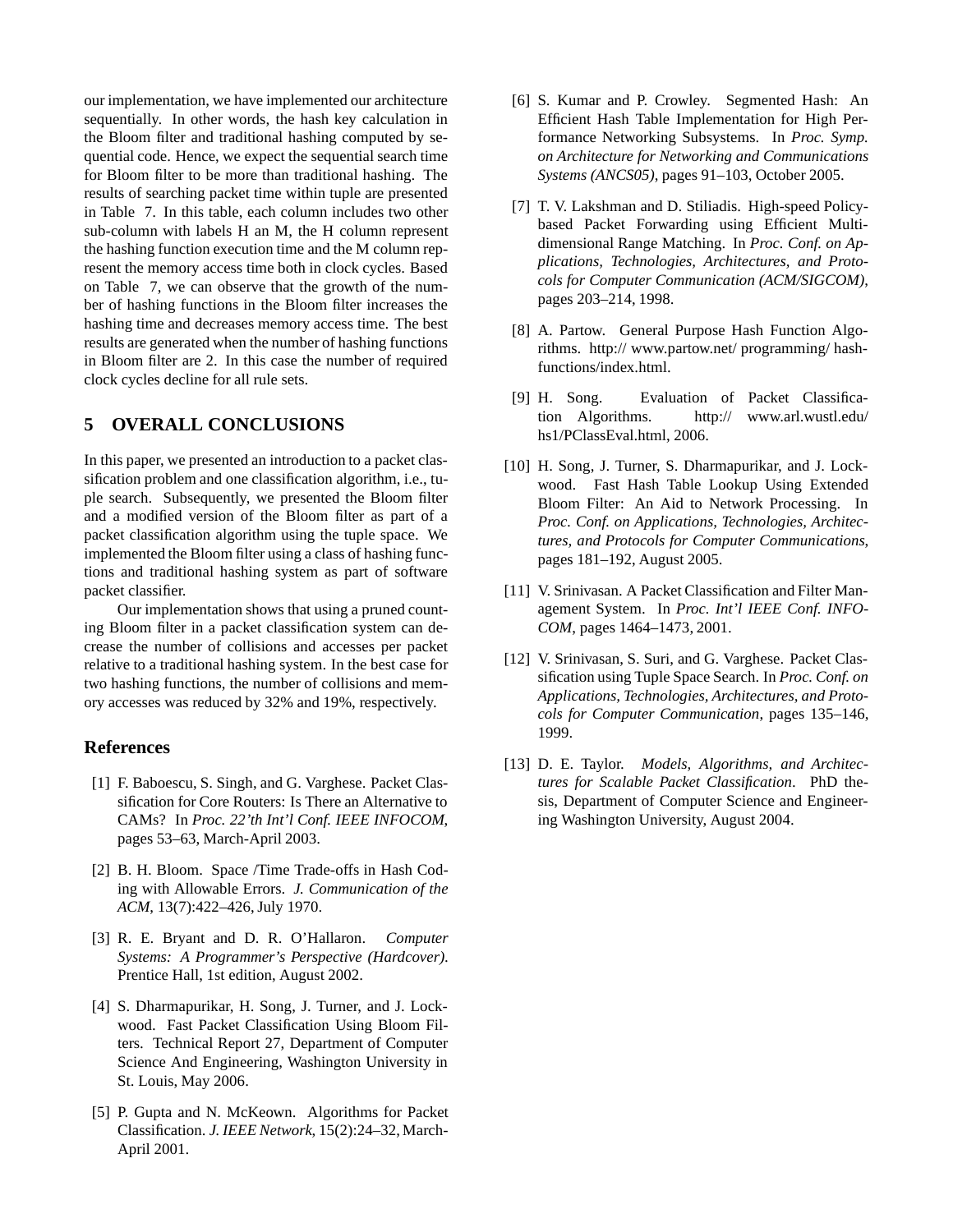our implementation, we have implemented our architecture sequentially. In other words, the hash key calculation in the Bloom filter and traditional hashing computed by sequential code. Hence, we expect the sequential search time for Bloom filter to be more than traditional hashing. The results of searching packet time within tuple are presented in Table 7. In this table, each column includes two other sub-column with labels H an M, the H column represent the hashing function execution time and the M column represent the memory access time both in clock cycles. Based on Table 7, we can observe that the growth of the number of hashing functions in the Bloom filter increases the hashing time and decreases memory access time. The best results are generated when the number of hashing functions in Bloom filter are 2. In this case the number of required clock cycles decline for all rule sets.

## 5 OVERALL CONCLUSIONS

In this paper, we presented an introduction to a packet classification problem and one classification algorithm, i.e., tuple search. Subsequently, we presented the Bloom filter and a modified version of the Bloom filter as part of a packet classification algorithm using the tuple space. We implemented the Bloom filter using a class of hashing functions and traditional hashing system as part of software packet classifier.

Our implementation shows that using a pruned counting Bloom filter in a packet classification system can decrease the number of collisions and accesses per packet relative to a traditional hashing system. In the best case for two hashing functions, the number of collisions and memory accesses was reduced by 32% and 19%, respectively.

## References

[1] F. Baboescu, S. Singh, and G. Varghese. Packet Classification for Core Routers: Is There an Alternative to CAMs? In *Proc. 22'th Int'l Conf. IEEE INFOCOM*, pages 53–63, March-April 2003.

[2] B. H. Bloom. Space /Time Trade-offs in Hash Coding with Allowable Errors. *J. Communication of the ACM*, 13(7):422–426, July 1970.

[3] R. E. Bryant and D. R. O'Hallaron. *Computer Systems: A Programmer's Perspective (Hardcover)*. Prentice Hall, 1st edition, August 2002.

[4] S. Dharmapurikar, H. Song, J. Turner, and J. Lockwood. Fast Packet Classification Using Bloom Filters. Technical Report 27, Department of Computer Science And Engineering, Washington University in St. Louis, May 2006.

[5] P. Gupta and N. McKeown. Algorithms for Packet Classification. *J. IEEE Network*, 15(2):24–32, March-April 2001.

[6] S. Kumar and P. Crowley. Segmented Hash: An Efficient Hash Table Implementation for High Performance Networking Subsystems. In *Proc. Symp. on Architecture for Networking and Communications Systems (ANCS05)*, pages 91–103, October 2005.

[7] T. V. Lakshman and D. Stiliadis. High-speed Policy-based Packet Forwarding using Efficient Multi-dimensional Range Matching. In *Proc. Conf. on Applications, Technologies, Architectures, and Protocols for Computer Communication (ACM/SIGCOM)*, pages 203–214, 1998.

[8] A. Partow. General Purpose Hash Function Algorithms. http:// www.partow.net/ programming/ hashfunctions/index.html.

[9] H. Song. Evaluation of Packet Classification Algorithms. http:// www.arl.wustl.edu/ hs1/PClassEval.html, 2006.

[10] H. Song, J. Turner, S. Dharmapurikar, and J. Lockwood. Fast Hash Table Lookup Using Extended Bloom Filter: An Aid to Network Processing. In *Proc. Conf. on Applications, Technologies, Architectures, and Protocols for Computer Communications*, pages 181–192, August 2005.

[11] V. Srinivasan. A Packet Classification and Filter Management System. In *Proc. Int'l IEEE Conf. INFOCOM*, pages 1464–1473, 2001.

[12] V. Srinivasan, S. Suri, and G. Varghese. Packet Classification using Tuple Space Search. In *Proc. Conf. on Applications, Technologies, Architectures, and Protocols for Computer Communication*, pages 135–146, 1999.

[13] D. E. Taylor. *Models, Algorithms, and Architectures for Scalable Packet Classification*. PhD thesis, Department of Computer Science and Engineering Washington University, August 2004.